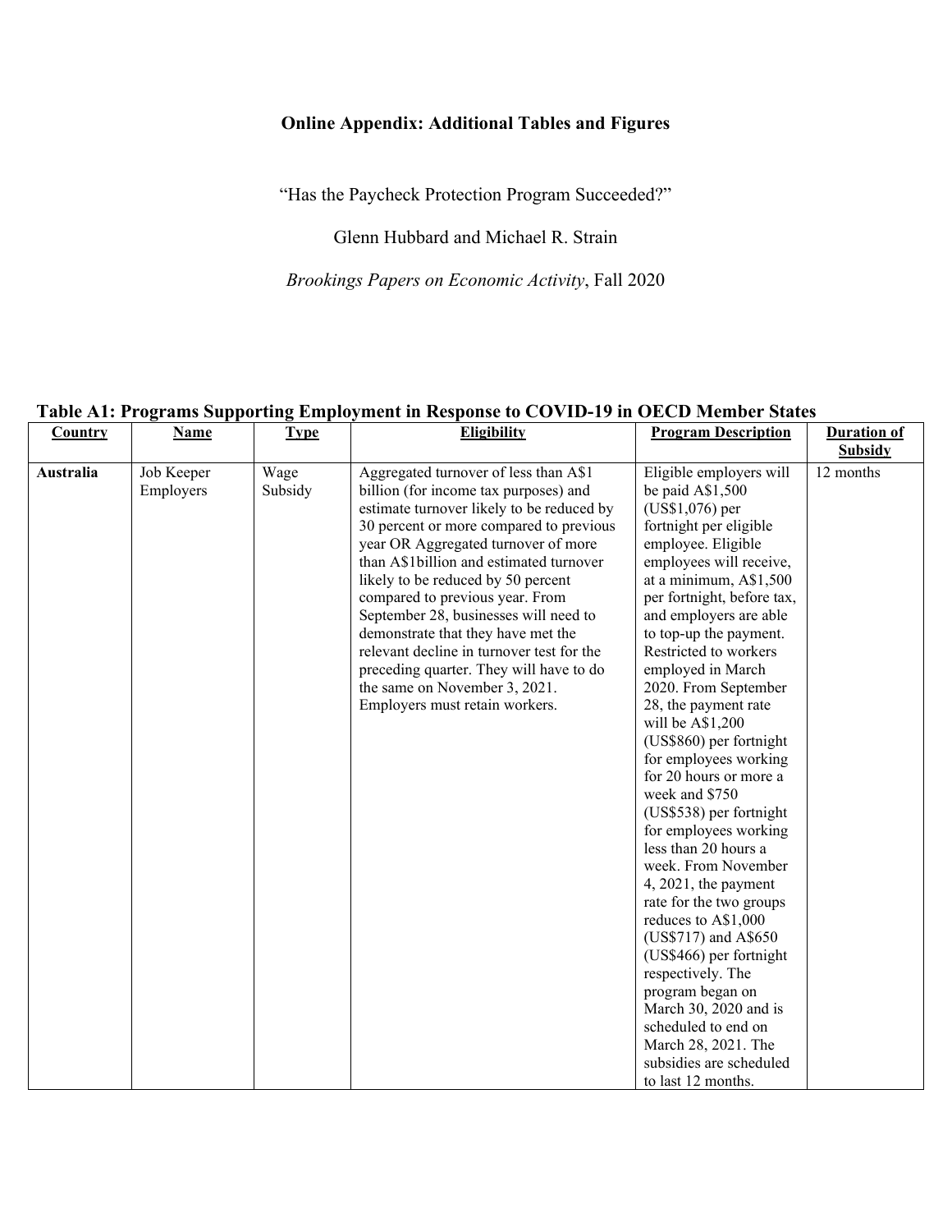**Online Appendix: Additional Tables and Figures**

"Has the Paycheck Protection Program Succeeded?"

Glenn Hubbard and Michael R. Strain

*Brookings Papers on Economic Activity*, Fall 2020

**Table A1: Programs Supporting Employment in Response to COVID-19 in OECD Member States**

| Country | Name | Type | Eligibility | Program Description | Duration of Subsidy |
|---|---|---|---|---|---|
| **Australia** | Job Keeper Employers | Wage Subsidy | Aggregated turnover of less than A$1 billion (for income tax purposes) and estimate turnover likely to be reduced by 30 percent or more compared to previous year OR Aggregated turnover of more than A$1billion and estimated turnover likely to be reduced by 50 percent compared to previous year. From September 28, businesses will need to demonstrate that they have met the relevant decline in turnover test for the preceding quarter. They will have to do the same on November 3, 2021. Employers must retain workers. | Eligible employers will be paid A$1,500 (US$1,076) per fortnight per eligible employee. Eligible employees will receive, at a minimum, A$1,500 per fortnight, before tax, and employers are able to top-up the payment. Restricted to workers employed in March 2020. From September 28, the payment rate will be A$1,200 (US$860) per fortnight for employees working for 20 hours or more a week and $750 (US$538) per fortnight for employees working less than 20 hours a week. From November 4, 2021, the payment rate for the two groups reduces to A$1,000 (US$717) and A$650 (US$466) per fortnight respectively. The program began on March 30, 2020 and is scheduled to end on March 28, 2021. The subsidies are scheduled to last 12 months. | 12 months |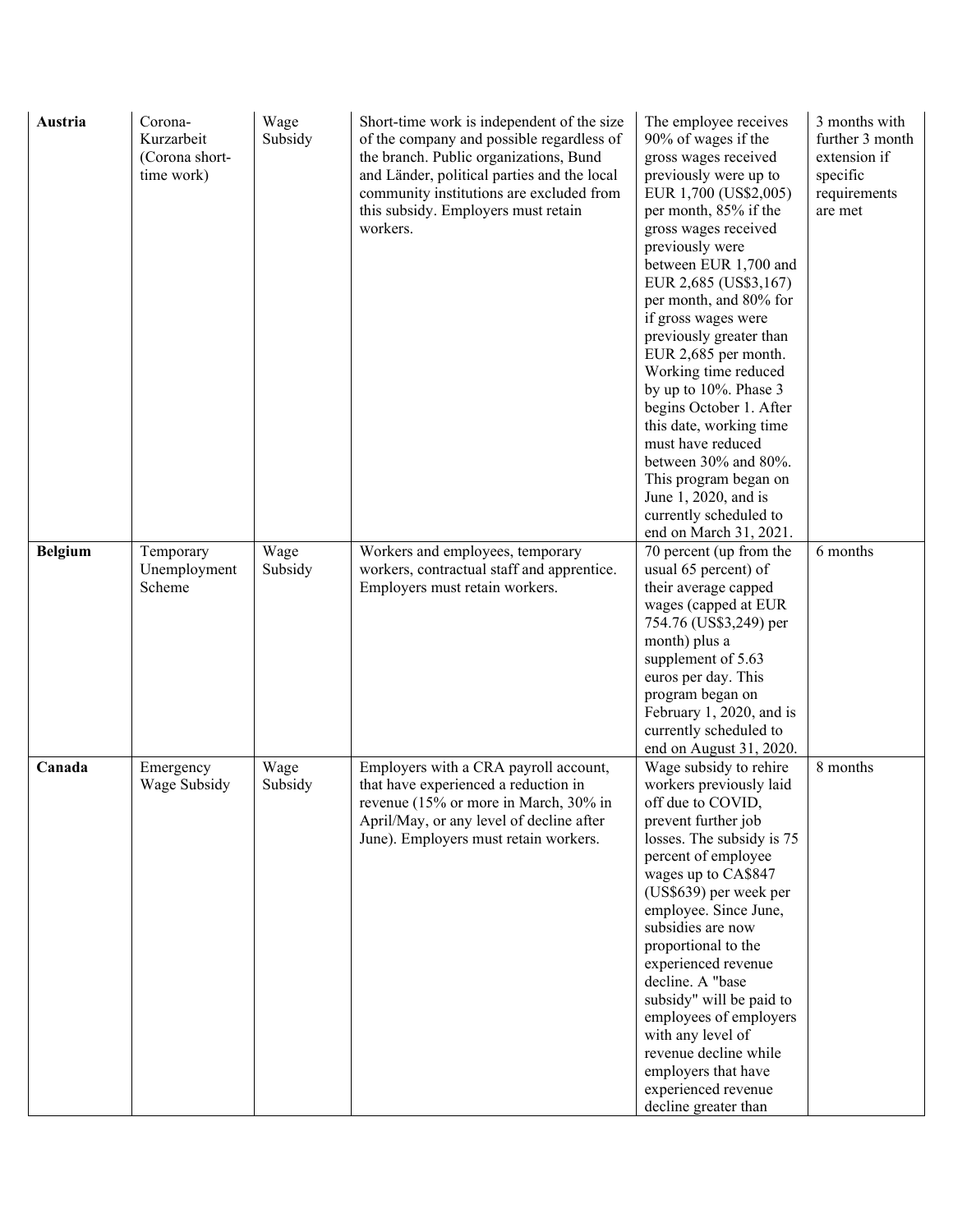| **Austria** | Corona-Kurzarbeit (Corona short-time work) | Wage Subsidy | Short-time work is independent of the size of the company and possible regardless of the branch. Public organizations, Bund and Länder, political parties and the local community institutions are excluded from this subsidy. Employers must retain workers. | The employee receives 90% of wages if the gross wages received previously were up to EUR 1,700 (US$2,005) per month, 85% if the gross wages received previously were between EUR 1,700 and EUR 2,685 (US$3,167) per month, and 80% for if gross wages were previously greater than EUR 2,685 per month. Working time reduced by up to 10%. Phase 3 begins October 1. After this date, working time must have reduced between 30% and 80%. This program began on June 1, 2020, and is currently scheduled to end on March 31, 2021. | 3 months with further 3 month extension if specific requirements are met |
|---|---|---|---|---|---|
| **Belgium** | Temporary Unemployment Scheme | Wage Subsidy | Workers and employees, temporary workers, contractual staff and apprentice. Employers must retain workers. | 70 percent (up from the usual 65 percent) of their average capped wages (capped at EUR 754.76 (US$3,249) per month) plus a supplement of 5.63 euros per day. This program began on February 1, 2020, and is currently scheduled to end on August 31, 2020. | 6 months |
| **Canada** | Emergency Wage Subsidy | Wage Subsidy | Employers with a CRA payroll account, that have experienced a reduction in revenue (15% or more in March, 30% in April/May, or any level of decline after June). Employers must retain workers. | Wage subsidy to rehire workers previously laid off due to COVID, prevent further job losses. The subsidy is 75 percent of employee wages up to CA$847 (US$639) per week per employee. Since June, subsidies are now proportional to the experienced revenue decline. A "base subsidy" will be paid to employees of employers with any level of revenue decline while employers that have experienced revenue decline greater than | 8 months |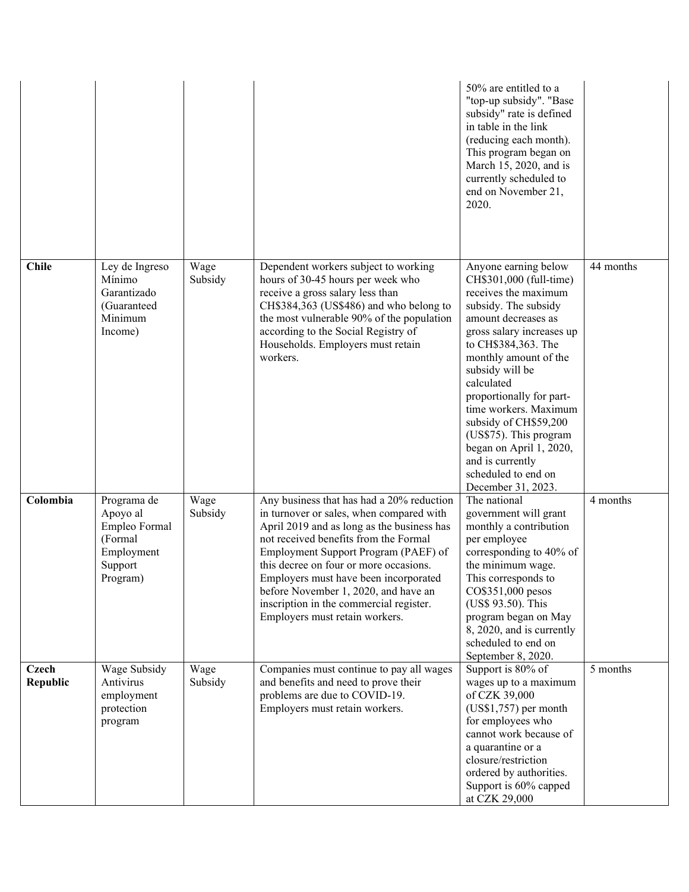| | | | | | |
|---|---|---|---|---|---|
| | | | | 50% are entitled to a "top-up subsidy". "Base subsidy" rate is defined in table in the link (reducing each month). This program began on March 15, 2020, and is currently scheduled to end on November 21, 2020. | |
| **Chile** | Ley de Ingreso Mínimo Garantizado (Guaranteed Minimum Income) | Wage Subsidy | Dependent workers subject to working hours of 30-45 hours per week who receive a gross salary less than CH$384,363 (US$486) and who belong to the most vulnerable 90% of the population according to the Social Registry of Households. Employers must retain workers. | Anyone earning below CH$301,000 (full-time) receives the maximum subsidy. The subsidy amount decreases as gross salary increases up to CH$384,363. The monthly amount of the subsidy will be calculated proportionally for part-time workers. Maximum subsidy of CH$59,200 (US$75). This program began on April 1, 2020, and is currently scheduled to end on December 31, 2023. | 44 months |
| **Colombia** | Programa de Apoyo al Empleo Formal (Formal Employment Support Program) | Wage Subsidy | Any business that has had a 20% reduction in turnover or sales, when compared with April 2019 and as long as the business has not received benefits from the Formal Employment Support Program (PAEF) of this decree on four or more occasions. Employers must have been incorporated before November 1, 2020, and have an inscription in the commercial register. Employers must retain workers. | The national government will grant monthly a contribution per employee corresponding to 40% of the minimum wage. This corresponds to CO$351,000 pesos (US$ 93.50). This program began on May 8, 2020, and is currently scheduled to end on September 8, 2020. | 4 months |
| **Czech Republic** | Wage Subsidy Antivirus employment protection program | Wage Subsidy | Companies must continue to pay all wages and benefits and need to prove their problems are due to COVID-19. Employers must retain workers. | Support is 80% of wages up to a maximum of CZK 39,000 (US$1,757) per month for employees who cannot work because of a quarantine or a closure/restriction ordered by authorities. Support is 60% capped at CZK 29,000 | 5 months |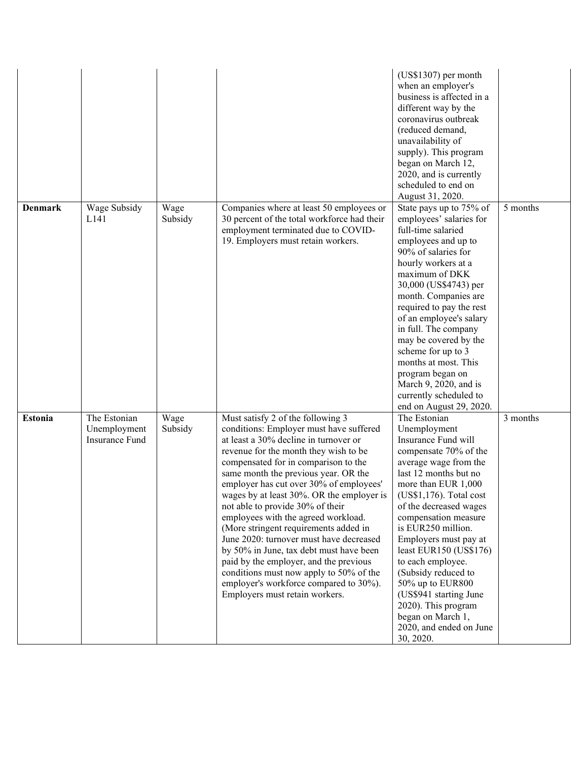| | | | | | |
|---|---|---|---|---|---|
| | | | | (US$1307) per month when an employer's business is affected in a different way by the coronavirus outbreak (reduced demand, unavailability of supply). This program began on March 12, 2020, and is currently scheduled to end on August 31, 2020. | |
| **Denmark** | Wage Subsidy L141 | Wage Subsidy | Companies where at least 50 employees or 30 percent of the total workforce had their employment terminated due to COVID-19. Employers must retain workers. | State pays up to 75% of employees' salaries for full-time salaried employees and up to 90% of salaries for hourly workers at a maximum of DKK 30,000 (US$4743) per month. Companies are required to pay the rest of an employee's salary in full. The company may be covered by the scheme for up to 3 months at most. This program began on March 9, 2020, and is currently scheduled to end on August 29, 2020. | 5 months |
| **Estonia** | The Estonian Unemployment Insurance Fund | Wage Subsidy | Must satisfy 2 of the following 3 conditions: Employer must have suffered at least a 30% decline in turnover or revenue for the month they wish to be compensated for in comparison to the same month the previous year. OR the employer has cut over 30% of employees' wages by at least 30%. OR the employer is not able to provide 30% of their employees with the agreed workload. (More stringent requirements added in June 2020: turnover must have decreased by 50% in June, tax debt must have been paid by the employer, and the previous conditions must now apply to 50% of the employer's workforce compared to 30%). Employers must retain workers. | The Estonian Unemployment Insurance Fund will compensate 70% of the average wage from the last 12 months but no more than EUR 1,000 (US$1,176). Total cost of the decreased wages compensation measure is EUR250 million. Employers must pay at least EUR150 (US$176) to each employee. (Subsidy reduced to 50% up to EUR800 (US$941 starting June 2020). This program began on March 1, 2020, and ended on June 30, 2020. | 3 months |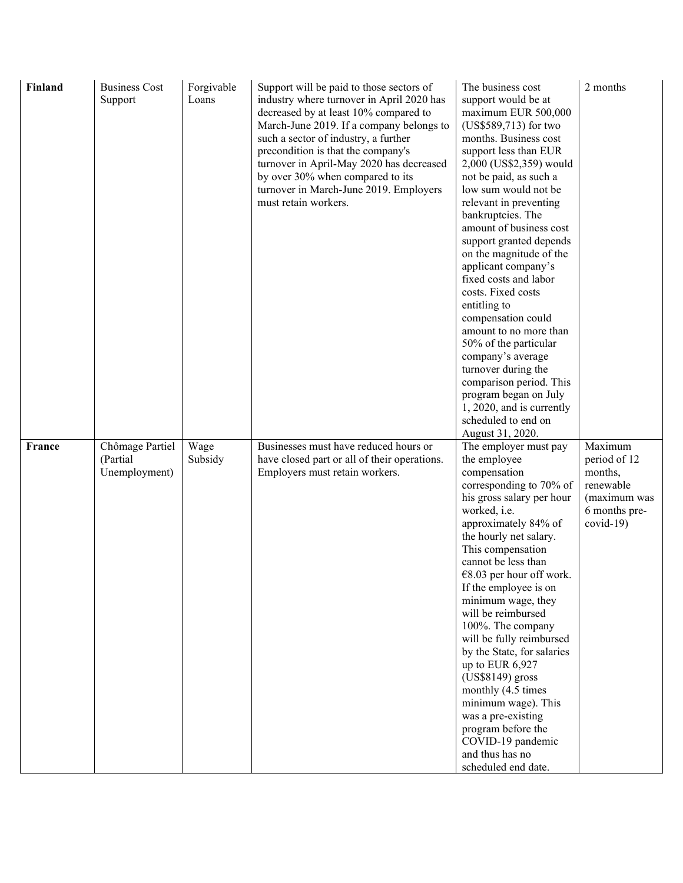| **Finland** | Business Cost Support | Forgivable Loans | Support will be paid to those sectors of industry where turnover in April 2020 has decreased by at least 10% compared to March-June 2019. If a company belongs to such a sector of industry, a further precondition is that the company's turnover in April-May 2020 has decreased by over 30% when compared to its turnover in March-June 2019. Employers must retain workers. | The business cost support would be at maximum EUR 500,000 (US$589,713) for two months. Business cost support less than EUR 2,000 (US$2,359) would not be paid, as such a low sum would not be relevant in preventing bankruptcies. The amount of business cost support granted depends on the magnitude of the applicant company's fixed costs and labor costs. Fixed costs entitling to compensation could amount to no more than 50% of the particular company's average turnover during the comparison period. This program began on July 1, 2020, and is currently scheduled to end on August 31, 2020. | 2 months |
|---|---|---|---|---|---|
| **France** | Chômage Partiel (Partial Unemployment) | Wage Subsidy | Businesses must have reduced hours or have closed part or all of their operations. Employers must retain workers. | The employer must pay the employee compensation corresponding to 70% of his gross salary per hour worked, i.e. approximately 84% of the hourly net salary. This compensation cannot be less than €8.03 per hour off work. If the employee is on minimum wage, they will be reimbursed 100%. The company will be fully reimbursed by the State, for salaries up to EUR 6,927 (US$8149) gross monthly (4.5 times minimum wage). This was a pre-existing program before the COVID-19 pandemic and thus has no scheduled end date. | Maximum period of 12 months, renewable (maximum was 6 months pre-covid-19) |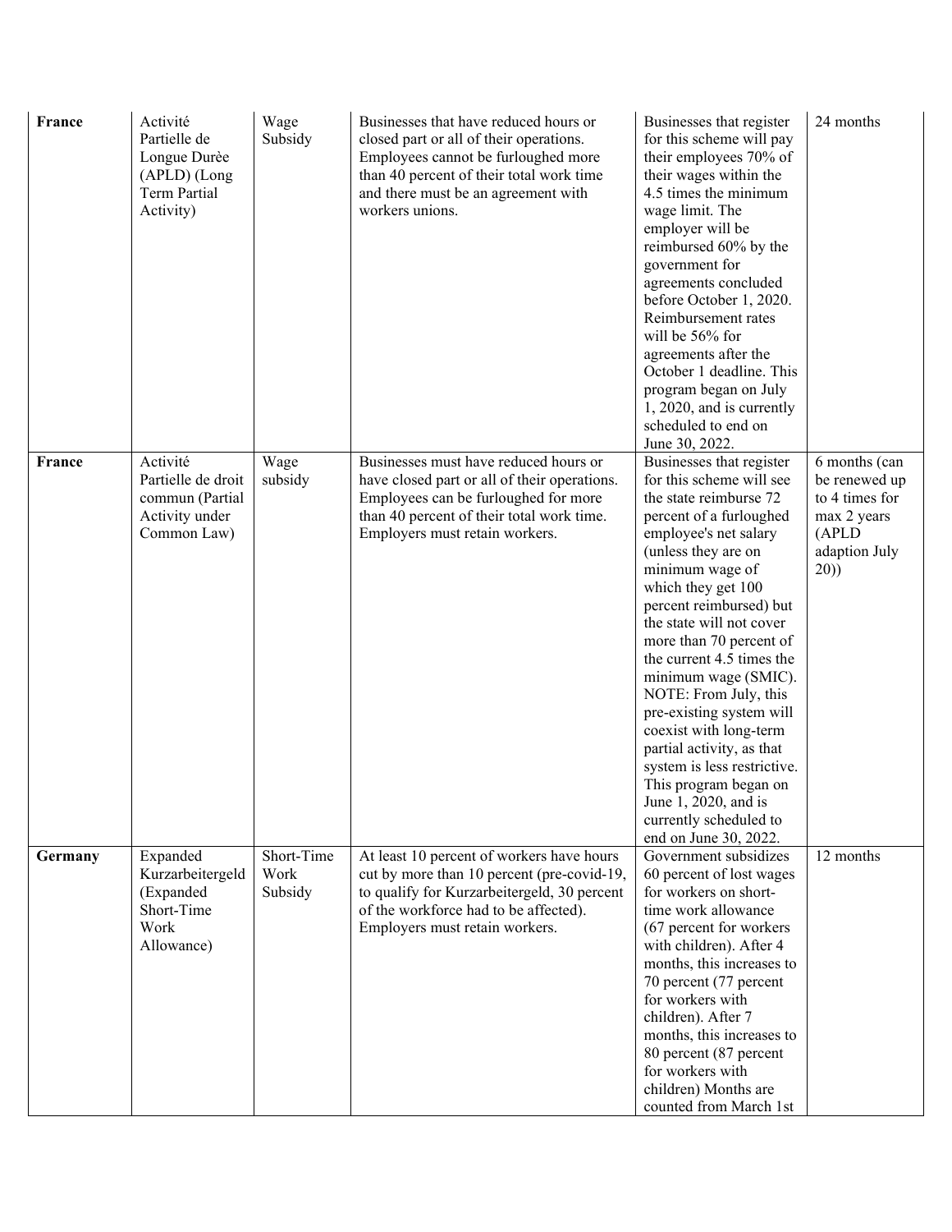| France | Activité Partielle de Longue Durèe (APLD) (Long Term Partial Activity) | Wage Subsidy | Businesses that have reduced hours or closed part or all of their operations. Employees cannot be furloughed more than 40 percent of their total work time and there must be an agreement with workers unions. | Businesses that register for this scheme will pay their employees 70% of their wages within the 4.5 times the minimum wage limit. The employer will be reimbursed 60% by the government for agreements concluded before October 1, 2020. Reimbursement rates will be 56% for agreements after the October 1 deadline. This program began on July 1, 2020, and is currently scheduled to end on June 30, 2022. | 24 months |
|---|---|---|---|---|---|
| France | Activité Partielle de droit commun (Partial Activity under Common Law) | Wage subsidy | Businesses must have reduced hours or have closed part or all of their operations. Employees can be furloughed for more than 40 percent of their total work time. Employers must retain workers. | Businesses that register for this scheme will see the state reimburse 72 percent of a furloughed employee's net salary (unless they are on minimum wage of which they get 100 percent reimbursed) but the state will not cover more than 70 percent of the current 4.5 times the minimum wage (SMIC). NOTE: From July, this pre-existing system will coexist with long-term partial activity, as that system is less restrictive. This program began on June 1, 2020, and is currently scheduled to end on June 30, 2022. | 6 months (can be renewed up to 4 times for max 2 years (APLD adaption July 20)) |
| Germany | Expanded Kurzarbeitergeld (Expanded Short-Time Work Allowance) | Short-Time Work Subsidy | At least 10 percent of workers have hours cut by more than 10 percent (pre-covid-19, to qualify for Kurzarbeitergeld, 30 percent of the workforce had to be affected). Employers must retain workers. | Government subsidizes 60 percent of lost wages for workers on short-time work allowance (67 percent for workers with children). After 4 months, this increases to 70 percent (77 percent for workers with children). After 7 months, this increases to 80 percent (87 percent for workers with children) Months are counted from March 1st | 12 months |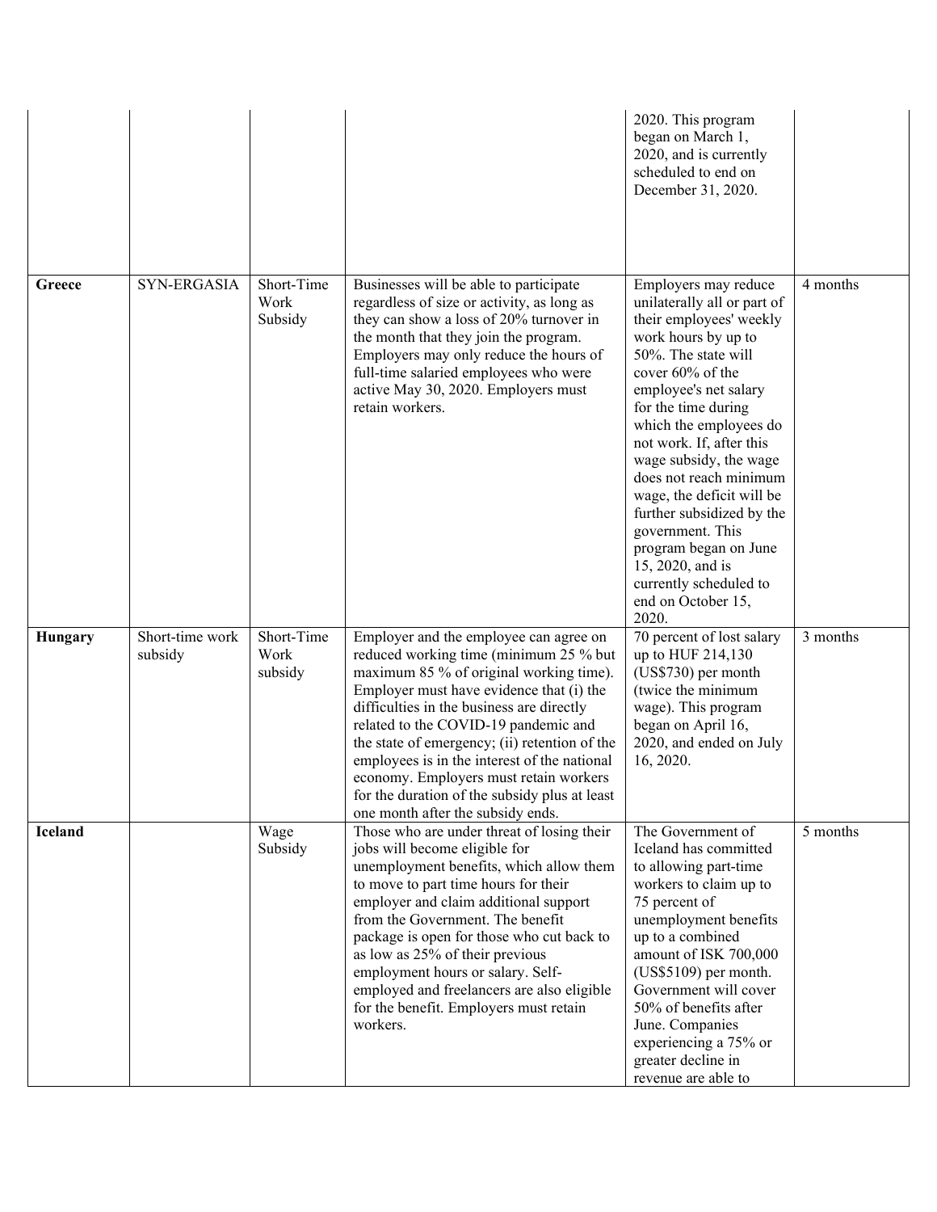| | | | | 2020. This program began on March 1, 2020, and is currently scheduled to end on December 31, 2020. | |
|---|---|---|---|---|---|
| **Greece** | SYN-ERGASIA | Short-Time Work Subsidy | Businesses will be able to participate regardless of size or activity, as long as they can show a loss of 20% turnover in the month that they join the program. Employers may only reduce the hours of full-time salaried employees who were active May 30, 2020. Employers must retain workers. | Employers may reduce unilaterally all or part of their employees' weekly work hours by up to 50%. The state will cover 60% of the employee's net salary for the time during which the employees do not work. If, after this wage subsidy, the wage does not reach minimum wage, the deficit will be further subsidized by the government. This program began on June 15, 2020, and is currently scheduled to end on October 15, 2020. | 4 months |
| **Hungary** | Short-time work subsidy | Short-Time Work subsidy | Employer and the employee can agree on reduced working time (minimum 25 % but maximum 85 % of original working time). Employer must have evidence that (i) the difficulties in the business are directly related to the COVID-19 pandemic and the state of emergency; (ii) retention of the employees is in the interest of the national economy. Employers must retain workers for the duration of the subsidy plus at least one month after the subsidy ends. | 70 percent of lost salary up to HUF 214,130 (US$730) per month (twice the minimum wage). This program began on April 16, 2020, and ended on July 16, 2020. | 3 months |
| **Iceland** | | Wage Subsidy | Those who are under threat of losing their jobs will become eligible for unemployment benefits, which allow them to move to part time hours for their employer and claim additional support from the Government. The benefit package is open for those who cut back to as low as 25% of their previous employment hours or salary. Self-employed and freelancers are also eligible for the benefit. Employers must retain workers. | The Government of Iceland has committed to allowing part-time workers to claim up to 75 percent of unemployment benefits up to a combined amount of ISK 700,000 (US$5109) per month. Government will cover 50% of benefits after June. Companies experiencing a 75% or greater decline in revenue are able to | 5 months |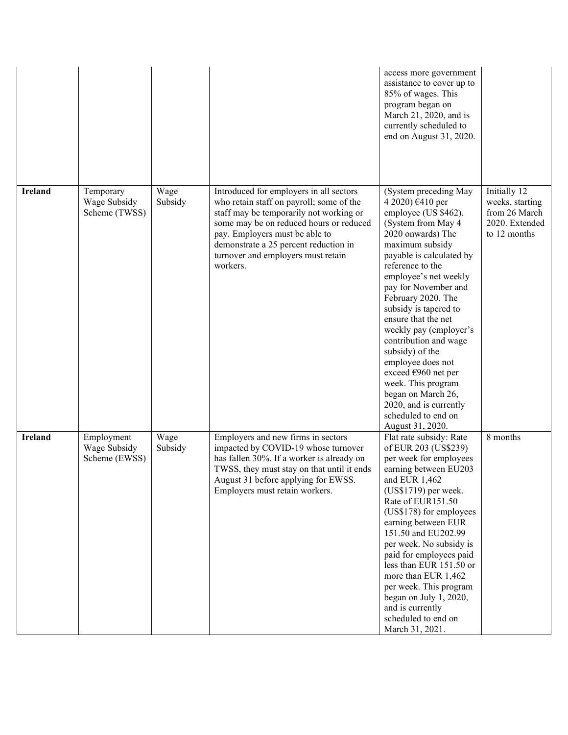| | | | | access more government assistance to cover up to 85% of wages. This program began on March 21, 2020, and is currently scheduled to end on August 31, 2020. | |
|---|---|---|---|---|---|
| **Ireland** | Temporary Wage Subsidy Scheme (TWSS) | Wage Subsidy | Introduced for employers in all sectors who retain staff on payroll; some of the staff may be temporarily not working or some may be on reduced hours or reduced pay. Employers must be able to demonstrate a 25 percent reduction in turnover and employers must retain workers. | (System preceding May 4 2020) €410 per employee (US $462). (System from May 4 2020 onwards) The maximum subsidy payable is calculated by reference to the employee's net weekly pay for November and February 2020. The subsidy is tapered to ensure that the net weekly pay (employer's contribution and wage subsidy) of the employee does not exceed €960 net per week. This program began on March 26, 2020, and is currently scheduled to end on August 31, 2020. | Initially 12 weeks, starting from 26 March 2020. Extended to 12 months |
| **Ireland** | Employment Wage Subsidy Scheme (EWSS) | Wage Subsidy | Employers and new firms in sectors impacted by COVID-19 whose turnover has fallen 30%. If a worker is already on TWSS, they must stay on that until it ends August 31 before applying for EWSS. Employers must retain workers. | Flat rate subsidy: Rate of EUR 203 (US$239) per week for employees earning between EU203 and EUR 1,462 (US$1719) per week. Rate of EUR151.50 (US$178) for employees earning between EUR 151.50 and EU202.99 per week. No subsidy is paid for employees paid less than EUR 151.50 or more than EUR 1,462 per week. This program began on July 1, 2020, and is currently scheduled to end on March 31, 2021. | 8 months |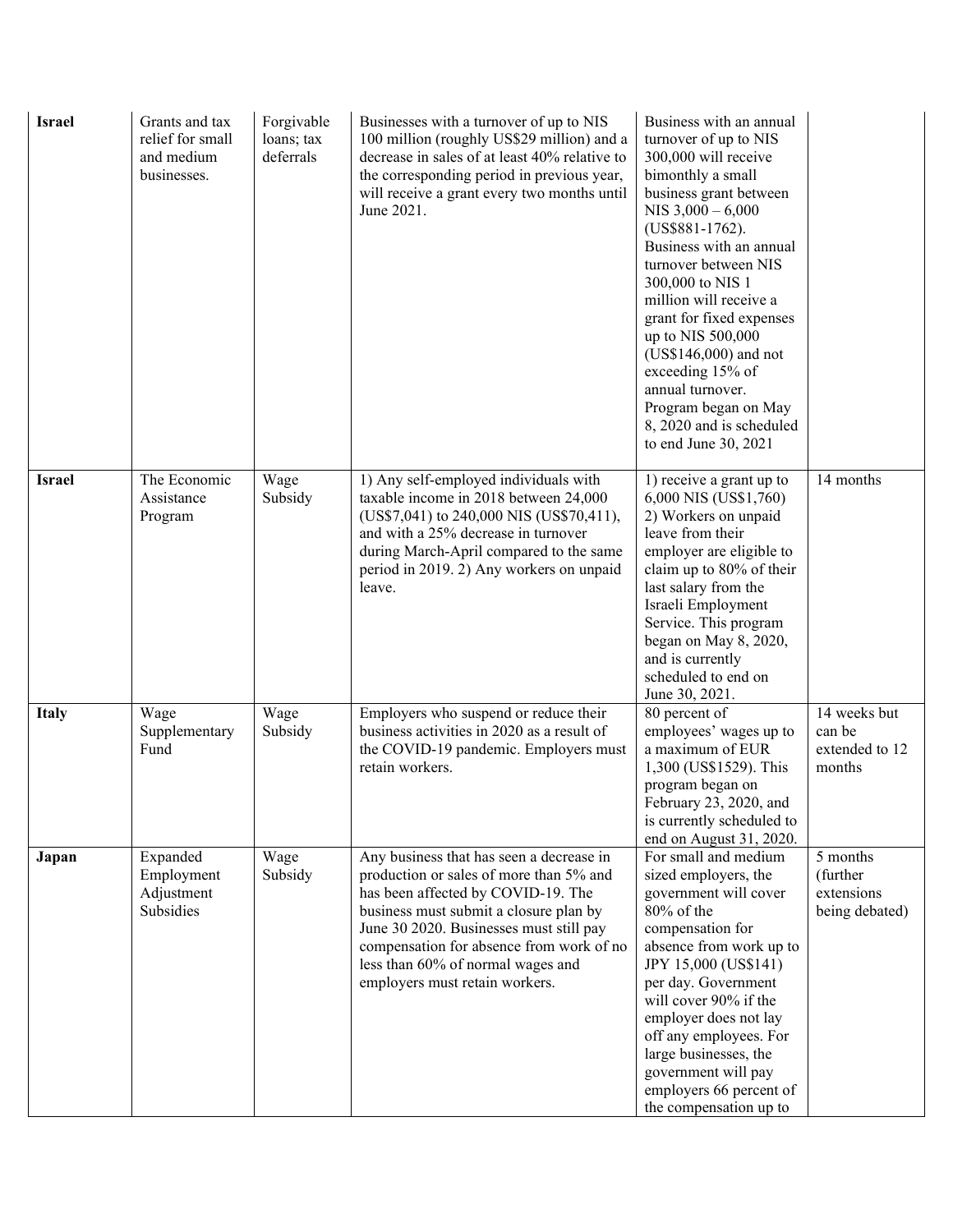| | | | | | |
|---|---|---|---|---|---|
| **Israel** | Grants and tax relief for small and medium businesses. | Forgivable loans; tax deferrals | Businesses with a turnover of up to NIS 100 million (roughly US$29 million) and a decrease in sales of at least 40% relative to the corresponding period in previous year, will receive a grant every two months until June 2021. | Business with an annual turnover of up to NIS 300,000 will receive bimonthly a small business grant between NIS 3,000 – 6,000 (US$881-1762). Business with an annual turnover between NIS 300,000 to NIS 1 million will receive a grant for fixed expenses up to NIS 500,000 (US$146,000) and not exceeding 15% of annual turnover. Program began on May 8, 2020 and is scheduled to end June 30, 2021 | |
| **Israel** | The Economic Assistance Program | Wage Subsidy | 1) Any self-employed individuals with taxable income in 2018 between 24,000 (US$7,041) to 240,000 NIS (US$70,411), and with a 25% decrease in turnover during March-April compared to the same period in 2019. 2) Any workers on unpaid leave. | 1) receive a grant up to 6,000 NIS (US$1,760) 2) Workers on unpaid leave from their employer are eligible to claim up to 80% of their last salary from the Israeli Employment Service. This program began on May 8, 2020, and is currently scheduled to end on June 30, 2021. | 14 months |
| **Italy** | Wage Supplementary Fund | Wage Subsidy | Employers who suspend or reduce their business activities in 2020 as a result of the COVID-19 pandemic. Employers must retain workers. | 80 percent of employees' wages up to a maximum of EUR 1,300 (US$1529). This program began on February 23, 2020, and is currently scheduled to end on August 31, 2020. | 14 weeks but can be extended to 12 months |
| **Japan** | Expanded Employment Adjustment Subsidies | Wage Subsidy | Any business that has seen a decrease in production or sales of more than 5% and has been affected by COVID-19. The business must submit a closure plan by June 30 2020. Businesses must still pay compensation for absence from work of no less than 60% of normal wages and employers must retain workers. | For small and medium sized employers, the government will cover 80% of the compensation for absence from work up to JPY 15,000 (US$141) per day. Government will cover 90% if the employer does not lay off any employees. For large businesses, the government will pay employers 66 percent of the compensation up to | 5 months (further extensions being debated) |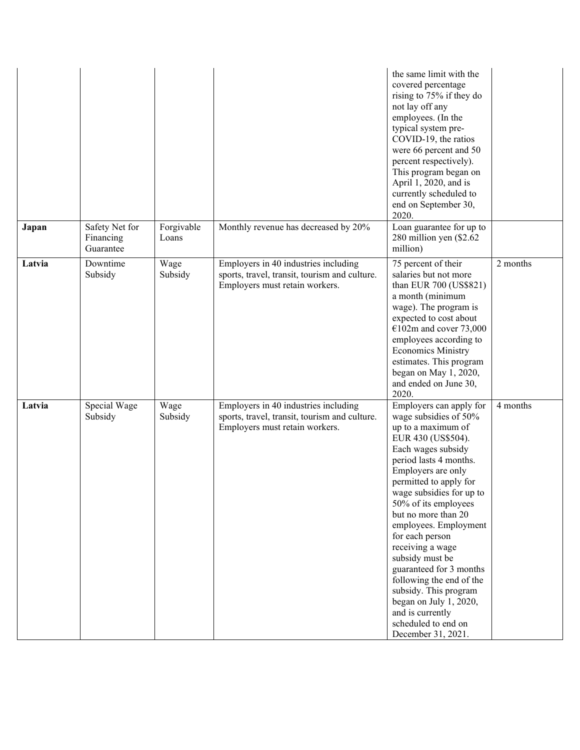| | | | | | |
|---|---|---|---|---|---|
| | | | | the same limit with the covered percentage rising to 75% if they do not lay off any employees. (In the typical system pre-COVID-19, the ratios were 66 percent and 50 percent respectively). This program began on April 1, 2020, and is currently scheduled to end on September 30, 2020. | |
| **Japan** | Safety Net for Financing Guarantee | Forgivable Loans | Monthly revenue has decreased by 20% | Loan guarantee for up to 280 million yen ($2.62 million) | |
| **Latvia** | Downtime Subsidy | Wage Subsidy | Employers in 40 industries including sports, travel, transit, tourism and culture. Employers must retain workers. | 75 percent of their salaries but not more than EUR 700 (US$821) a month (minimum wage). The program is expected to cost about €102m and cover 73,000 employees according to Economics Ministry estimates. This program began on May 1, 2020, and ended on June 30, 2020. | 2 months |
| **Latvia** | Special Wage Subsidy | Wage Subsidy | Employers in 40 industries including sports, travel, transit, tourism and culture. Employers must retain workers. | Employers can apply for wage subsidies of 50% up to a maximum of EUR 430 (US$504). Each wages subsidy period lasts 4 months. Employers are only permitted to apply for wage subsidies for up to 50% of its employees but no more than 20 employees. Employment for each person receiving a wage subsidy must be guaranteed for 3 months following the end of the subsidy. This program began on July 1, 2020, and is currently scheduled to end on December 31, 2021. | 4 months |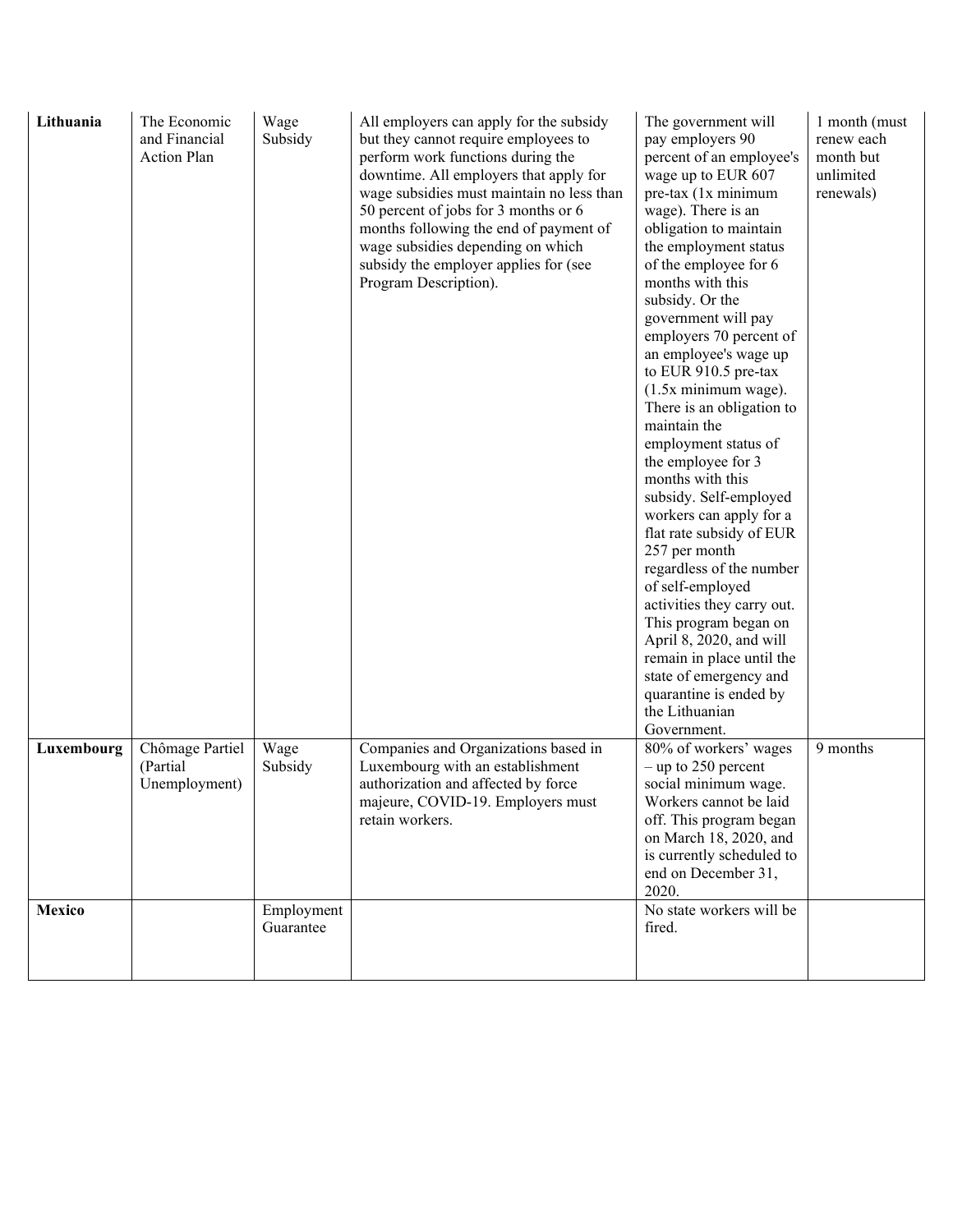| **Lithuania** | The Economic and Financial Action Plan | Wage Subsidy | All employers can apply for the subsidy but they cannot require employees to perform work functions during the downtime. All employers that apply for wage subsidies must maintain no less than 50 percent of jobs for 3 months or 6 months following the end of payment of wage subsidies depending on which subsidy the employer applies for (see Program Description). | The government will pay employers 90 percent of an employee's wage up to EUR 607 pre-tax (1x minimum wage). There is an obligation to maintain the employment status of the employee for 6 months with this subsidy. Or the government will pay employers 70 percent of an employee's wage up to EUR 910.5 pre-tax (1.5x minimum wage). There is an obligation to maintain the employment status of the employee for 3 months with this subsidy. Self-employed workers can apply for a flat rate subsidy of EUR 257 per month regardless of the number of self-employed activities they carry out. This program began on April 8, 2020, and will remain in place until the state of emergency and quarantine is ended by the Lithuanian Government. | 1 month (must renew each month but unlimited renewals) |
|---|---|---|---|---|---|
| **Luxembourg** | Chômage Partiel (Partial Unemployment) | Wage Subsidy | Companies and Organizations based in Luxembourg with an establishment authorization and affected by force majeure, COVID-19. Employers must retain workers. | 80% of workers' wages – up to 250 percent social minimum wage. Workers cannot be laid off. This program began on March 18, 2020, and is currently scheduled to end on December 31, 2020. | 9 months |
| **Mexico** | | Employment Guarantee | | No state workers will be fired. | |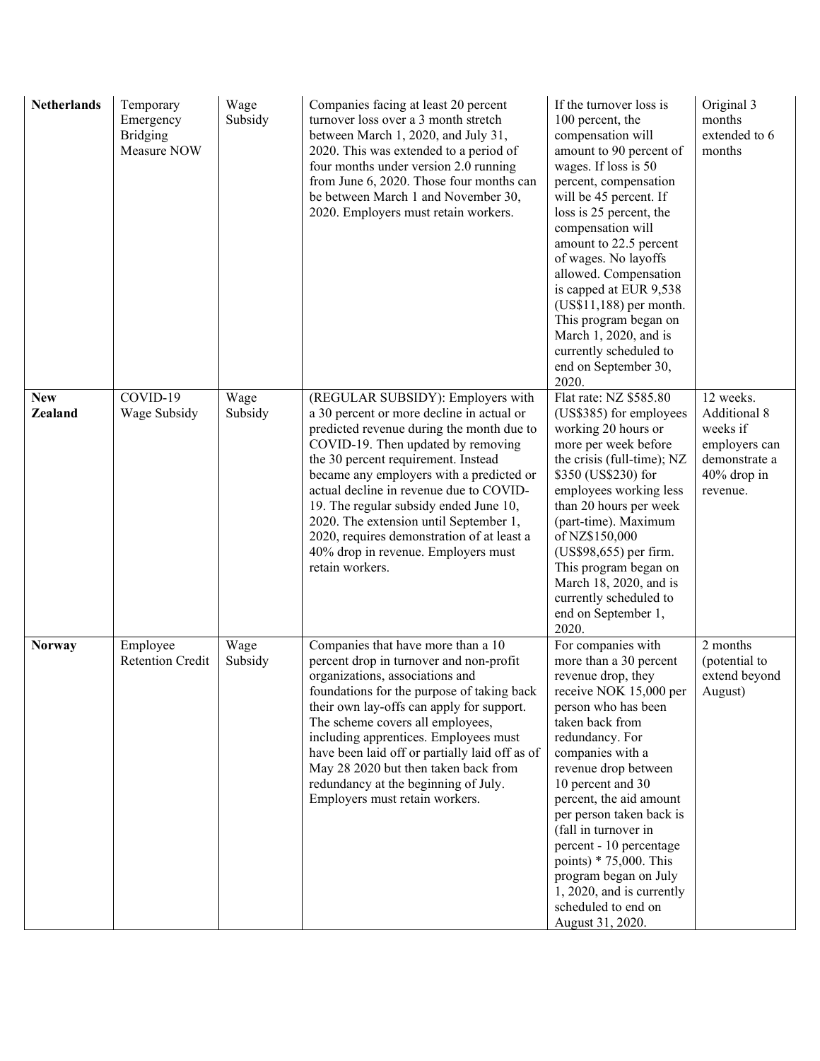| **Netherlands** | Temporary Emergency Bridging Measure NOW | Wage Subsidy | Companies facing at least 20 percent turnover loss over a 3 month stretch between March 1, 2020, and July 31, 2020. This was extended to a period of four months under version 2.0 running from June 6, 2020. Those four months can be between March 1 and November 30, 2020. Employers must retain workers. | If the turnover loss is 100 percent, the compensation will amount to 90 percent of wages. If loss is 50 percent, compensation will be 45 percent. If loss is 25 percent, the compensation will amount to 22.5 percent of wages. No layoffs allowed. Compensation is capped at EUR 9,538 (US$11,188) per month. This program began on March 1, 2020, and is currently scheduled to end on September 30, 2020. | Original 3 months extended to 6 months |
|---|---|---|---|---|---|
| **New Zealand** | COVID-19 Wage Subsidy | Wage Subsidy | (REGULAR SUBSIDY): Employers with a 30 percent or more decline in actual or predicted revenue during the month due to COVID-19. Then updated by removing the 30 percent requirement. Instead became any employers with a predicted or actual decline in revenue due to COVID-19. The regular subsidy ended June 10, 2020. The extension until September 1, 2020, requires demonstration of at least a 40% drop in revenue. Employers must retain workers. | Flat rate: NZ $585.80 (US$385) for employees working 20 hours or more per week before the crisis (full-time); NZ $350 (US$230) for employees working less than 20 hours per week (part-time). Maximum of NZ$150,000 (US$98,655) per firm. This program began on March 18, 2020, and is currently scheduled to end on September 1, 2020. | 12 weeks. Additional 8 weeks if employers can demonstrate a 40% drop in revenue. |
| **Norway** | Employee Retention Credit | Wage Subsidy | Companies that have more than a 10 percent drop in turnover and non-profit organizations, associations and foundations for the purpose of taking back their own lay-offs can apply for support. The scheme covers all employees, including apprentices. Employees must have been laid off or partially laid off as of May 28 2020 but then taken back from redundancy at the beginning of July. Employers must retain workers. | For companies with more than a 30 percent revenue drop, they receive NOK 15,000 per person who has been taken back from redundancy. For companies with a revenue drop between 10 percent and 30 percent, the aid amount per person taken back is (fall in turnover in percent - 10 percentage points) * 75,000. This program began on July 1, 2020, and is currently scheduled to end on August 31, 2020. | 2 months (potential to extend beyond August) |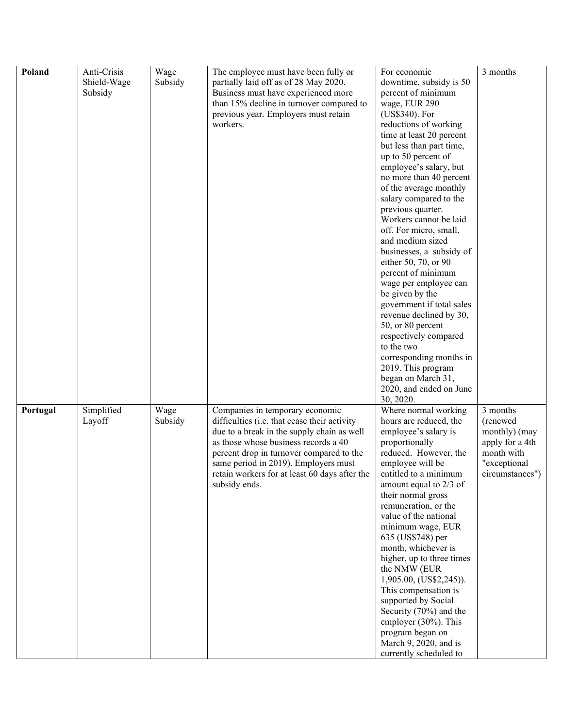| | | | | | |
|---|---|---|---|---|---|
| **Poland** | Anti-Crisis Shield-Wage Subsidy | Wage Subsidy | The employee must have been fully or partially laid off as of 28 May 2020. Business must have experienced more than 15% decline in turnover compared to previous year. Employers must retain workers. | For economic downtime, subsidy is 50 percent of minimum wage, EUR 290 (US$340). For reductions of working time at least 20 percent but less than part time, up to 50 percent of employee's salary, but no more than 40 percent of the average monthly salary compared to the previous quarter. Workers cannot be laid off. For micro, small, and medium sized businesses, a subsidy of either 50, 70, or 90 percent of minimum wage per employee can be given by the government if total sales revenue declined by 30, 50, or 80 percent respectively compared to the two corresponding months in 2019. This program began on March 31, 2020, and ended on June 30, 2020. | 3 months |
| **Portugal** | Simplified Layoff | Wage Subsidy | Companies in temporary economic difficulties (i.e. that cease their activity due to a break in the supply chain as well as those whose business records a 40 percent drop in turnover compared to the same period in 2019). Employers must retain workers for at least 60 days after the subsidy ends. | Where normal working hours are reduced, the employee's salary is proportionally reduced. However, the employee will be entitled to a minimum amount equal to 2/3 of their normal gross remuneration, or the value of the national minimum wage, EUR 635 (US$748) per month, whichever is higher, up to three times the NMW (EUR 1,905.00, (US$2,245)). This compensation is supported by Social Security (70%) and the employer (30%). This program began on March 9, 2020, and is currently scheduled to | 3 months (renewed monthly) (may apply for a 4th month with "exceptional circumstances") |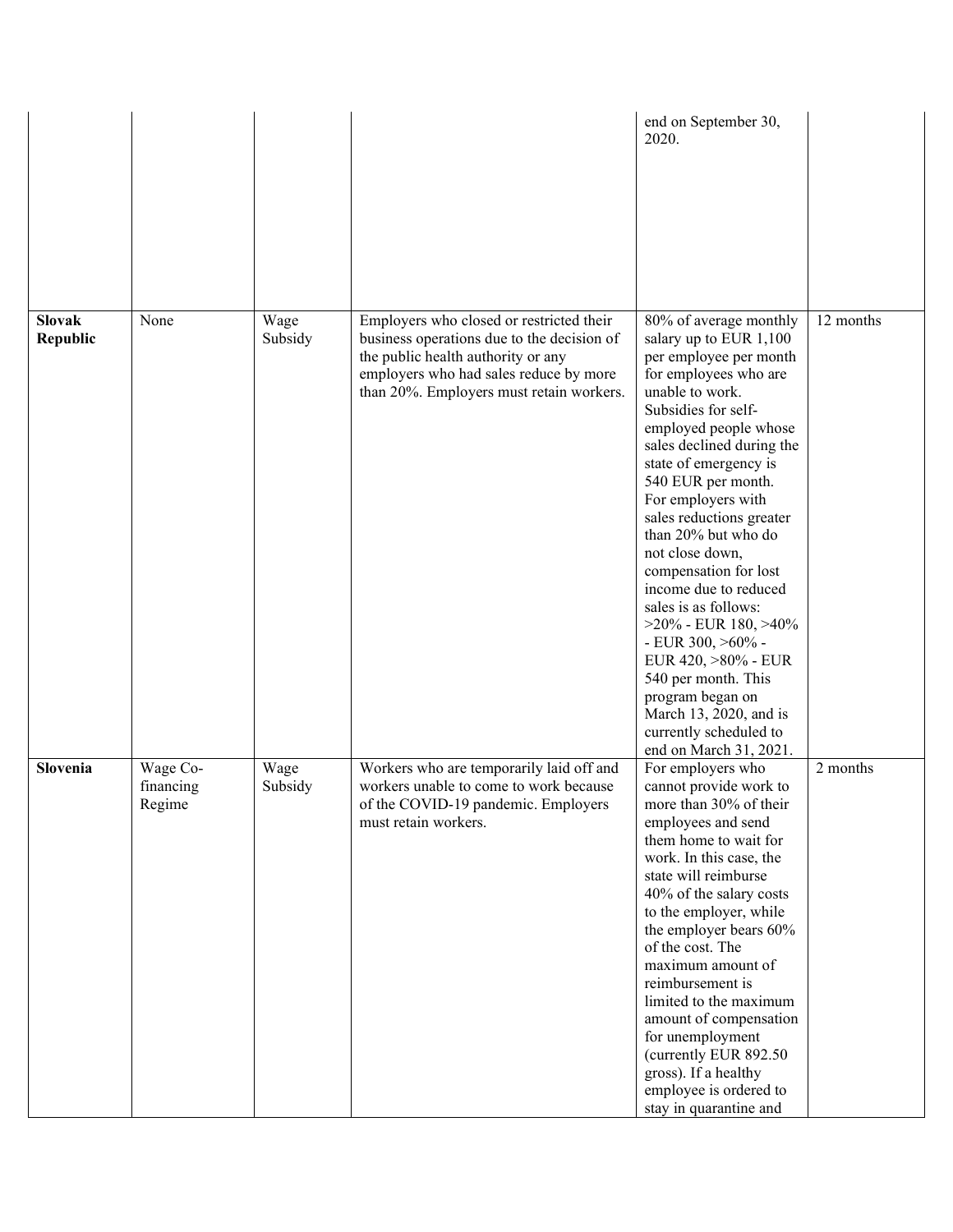| | | | | | |
|---|---|---|---|---|---|
| | | | | end on September 30, 2020. | |
| **Slovak Republic** | None | Wage Subsidy | Employers who closed or restricted their business operations due to the decision of the public health authority or any employers who had sales reduce by more than 20%. Employers must retain workers. | 80% of average monthly salary up to EUR 1,100 per employee per month for employees who are unable to work. Subsidies for self-employed people whose sales declined during the state of emergency is 540 EUR per month. For employers with sales reductions greater than 20% but who do not close down, compensation for lost income due to reduced sales is as follows: >20% - EUR 180, >40% - EUR 300, >60% - EUR 420, >80% - EUR 540 per month. This program began on March 13, 2020, and is currently scheduled to end on March 31, 2021. | 12 months |
| **Slovenia** | Wage Co-financing Regime | Wage Subsidy | Workers who are temporarily laid off and workers unable to come to work because of the COVID-19 pandemic. Employers must retain workers. | For employers who cannot provide work to more than 30% of their employees and send them home to wait for work. In this case, the state will reimburse 40% of the salary costs to the employer, while the employer bears 60% of the cost. The maximum amount of reimbursement is limited to the maximum amount of compensation for unemployment (currently EUR 892.50 gross). If a healthy employee is ordered to stay in quarantine and | 2 months |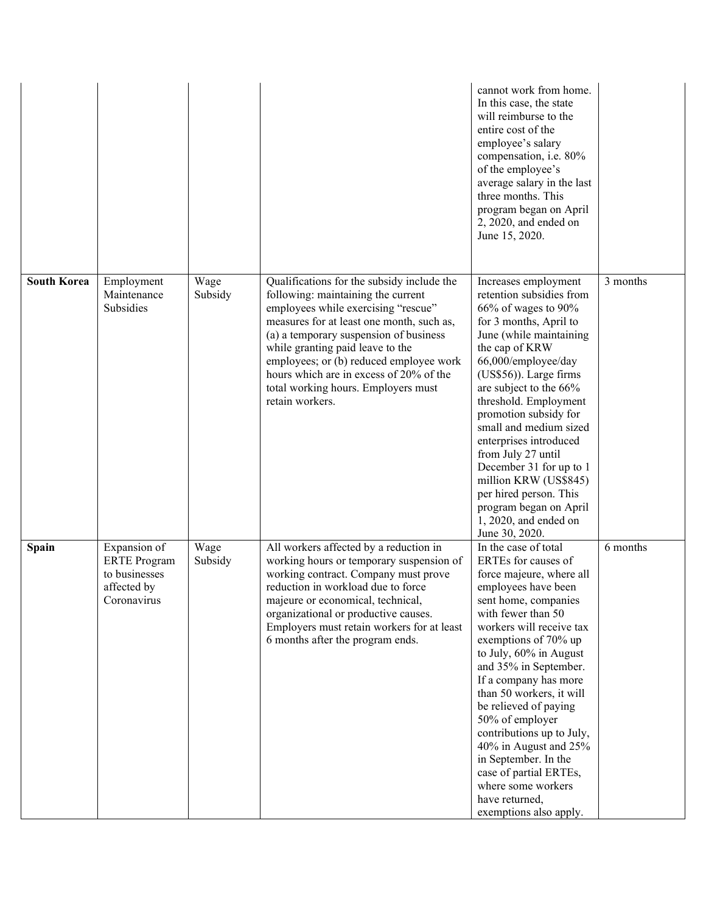| | | | | | |
|---|---|---|---|---|---|
| | | | | cannot work from home. In this case, the state will reimburse to the entire cost of the employee's salary compensation, i.e. 80% of the employee's average salary in the last three months. This program began on April 2, 2020, and ended on June 15, 2020. | |
| **South Korea** | Employment Maintenance Subsidies | Wage Subsidy | Qualifications for the subsidy include the following: maintaining the current employees while exercising "rescue" measures for at least one month, such as, (a) a temporary suspension of business while granting paid leave to the employees; or (b) reduced employee work hours which are in excess of 20% of the total working hours. Employers must retain workers. | Increases employment retention subsidies from 66% of wages to 90% for 3 months, April to June (while maintaining the cap of KRW 66,000/employee/day (US$56)). Large firms are subject to the 66% threshold. Employment promotion subsidy for small and medium sized enterprises introduced from July 27 until December 31 for up to 1 million KRW (US$845) per hired person. This program began on April 1, 2020, and ended on June 30, 2020. | 3 months |
| **Spain** | Expansion of ERTE Program to businesses affected by Coronavirus | Wage Subsidy | All workers affected by a reduction in working hours or temporary suspension of working contract. Company must prove reduction in workload due to force majeure or economical, technical, organizational or productive causes. Employers must retain workers for at least 6 months after the program ends. | In the case of total ERTEs for causes of force majeure, where all employees have been sent home, companies with fewer than 50 workers will receive tax exemptions of 70% up to July, 60% in August and 35% in September. If a company has more than 50 workers, it will be relieved of paying 50% of employer contributions up to July, 40% in August and 25% in September. In the case of partial ERTEs, where some workers have returned, exemptions also apply. | 6 months |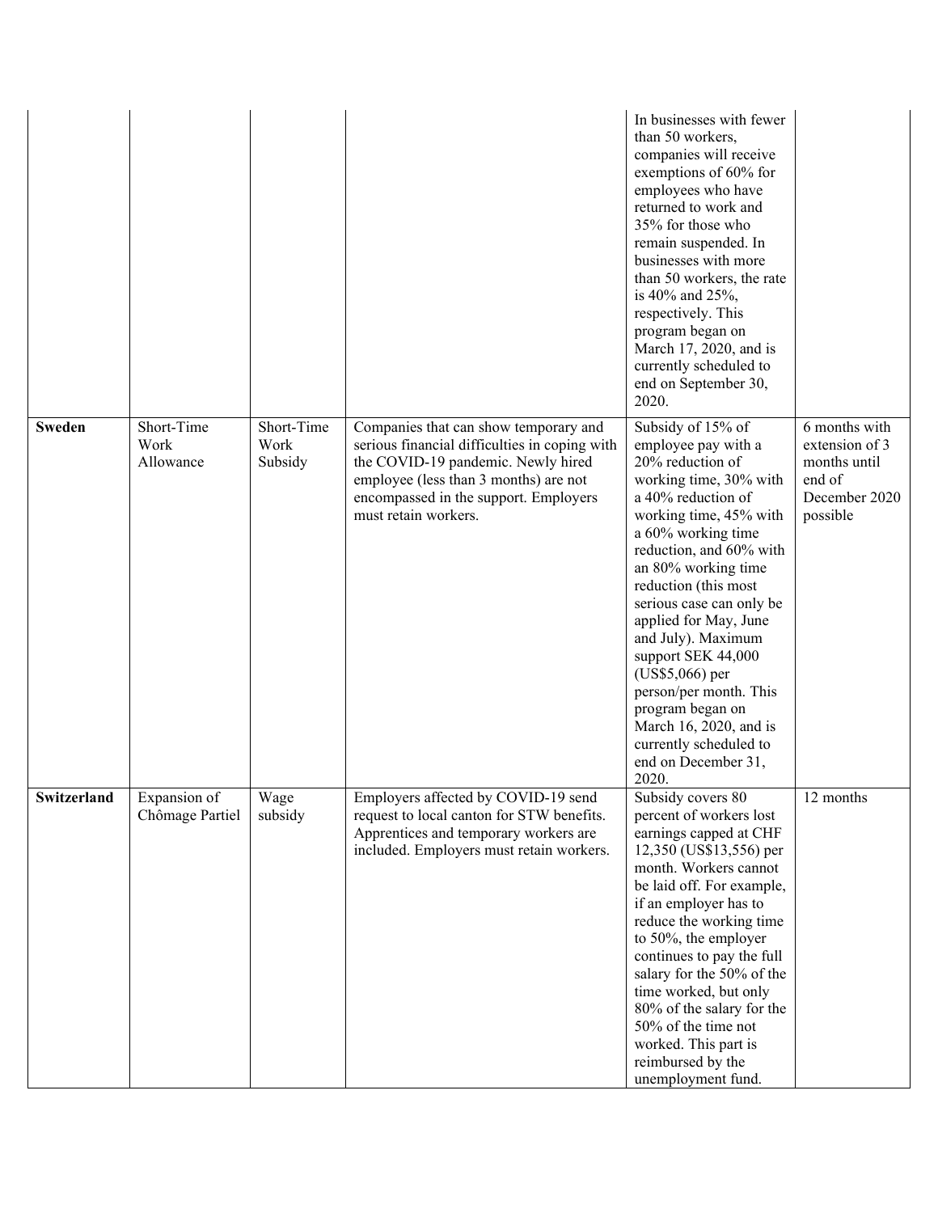| | | | | | |
|---|---|---|---|---|---|
| | | | | In businesses with fewer than 50 workers, companies will receive exemptions of 60% for employees who have returned to work and 35% for those who remain suspended. In businesses with more than 50 workers, the rate is 40% and 25%, respectively. This program began on March 17, 2020, and is currently scheduled to end on September 30, 2020. | |
| **Sweden** | Short-Time Work Allowance | Short-Time Work Subsidy | Companies that can show temporary and serious financial difficulties in coping with the COVID-19 pandemic. Newly hired employee (less than 3 months) are not encompassed in the support. Employers must retain workers. | Subsidy of 15% of employee pay with a 20% reduction of working time, 30% with a 40% reduction of working time, 45% with a 60% working time reduction, and 60% with an 80% working time reduction (this most serious case can only be applied for May, June and July). Maximum support SEK 44,000 (US$5,066) per person/per month. This program began on March 16, 2020, and is currently scheduled to end on December 31, 2020. | 6 months with extension of 3 months until end of December 2020 possible |
| **Switzerland** | Expansion of Chômage Partiel | Wage subsidy | Employers affected by COVID-19 send request to local canton for STW benefits. Apprentices and temporary workers are included. Employers must retain workers. | Subsidy covers 80 percent of workers lost earnings capped at CHF 12,350 (US$13,556) per month. Workers cannot be laid off. For example, if an employer has to reduce the working time to 50%, the employer continues to pay the full salary for the 50% of the time worked, but only 80% of the salary for the 50% of the time not worked. This part is reimbursed by the unemployment fund. | 12 months |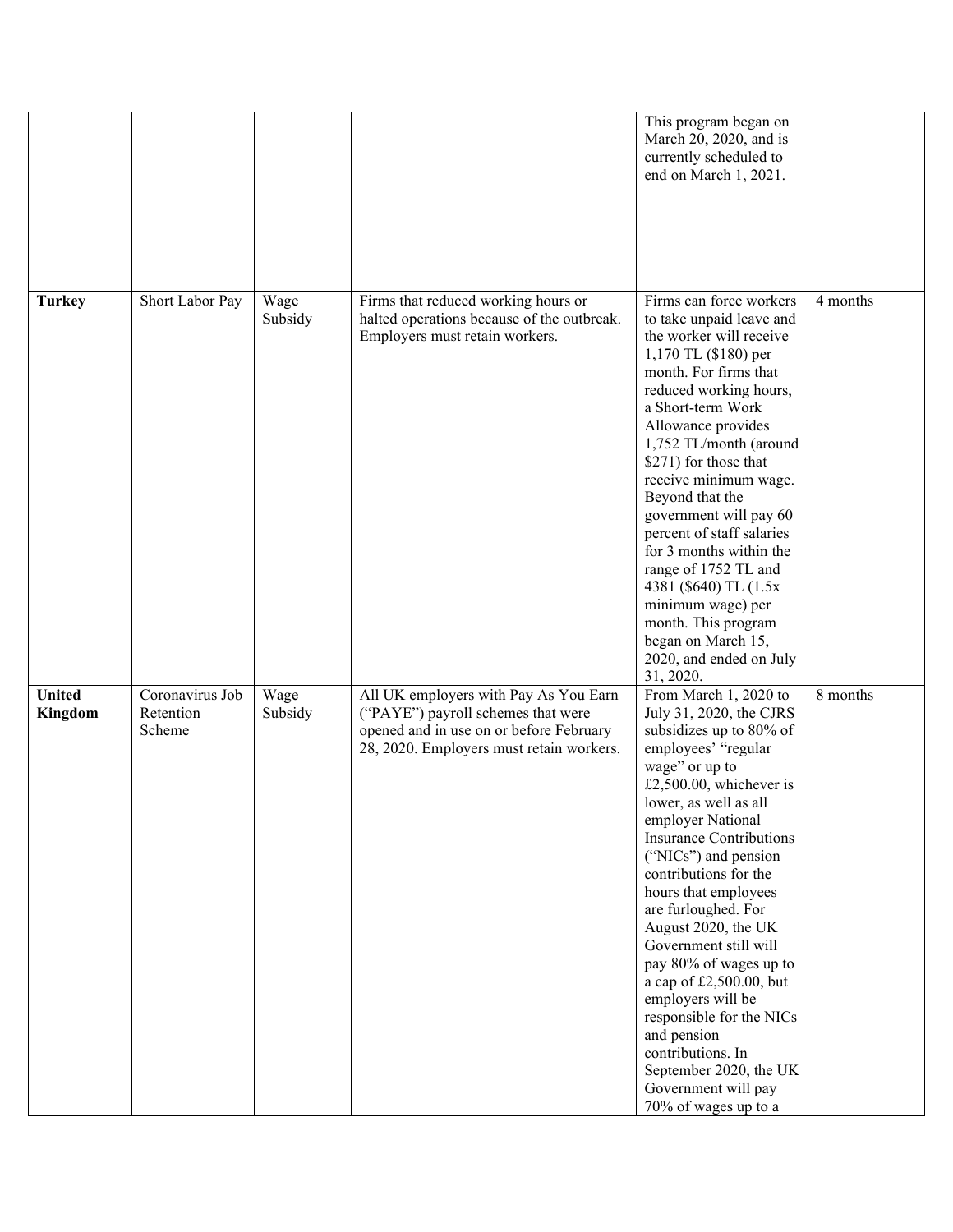| | | | | This program began on March 20, 2020, and is currently scheduled to end on March 1, 2021. | |
|---|---|---|---|---|---|
| **Turkey** | Short Labor Pay | Wage Subsidy | Firms that reduced working hours or halted operations because of the outbreak. Employers must retain workers. | Firms can force workers to take unpaid leave and the worker will receive 1,170 TL ($180) per month. For firms that reduced working hours, a Short-term Work Allowance provides 1,752 TL/month (around $271) for those that receive minimum wage. Beyond that the government will pay 60 percent of staff salaries for 3 months within the range of 1752 TL and 4381 ($640) TL (1.5x minimum wage) per month. This program began on March 15, 2020, and ended on July 31, 2020. | 4 months |
| **United Kingdom** | Coronavirus Job Retention Scheme | Wage Subsidy | All UK employers with Pay As You Earn ("PAYE") payroll schemes that were opened and in use on or before February 28, 2020. Employers must retain workers. | From March 1, 2020 to July 31, 2020, the CJRS subsidizes up to 80% of employees' "regular wage" or up to £2,500.00, whichever is lower, as well as all employer National Insurance Contributions ("NICs") and pension contributions for the hours that employees are furloughed. For August 2020, the UK Government still will pay 80% of wages up to a cap of £2,500.00, but employers will be responsible for the NICs and pension contributions. In September 2020, the UK Government will pay 70% of wages up to a | 8 months |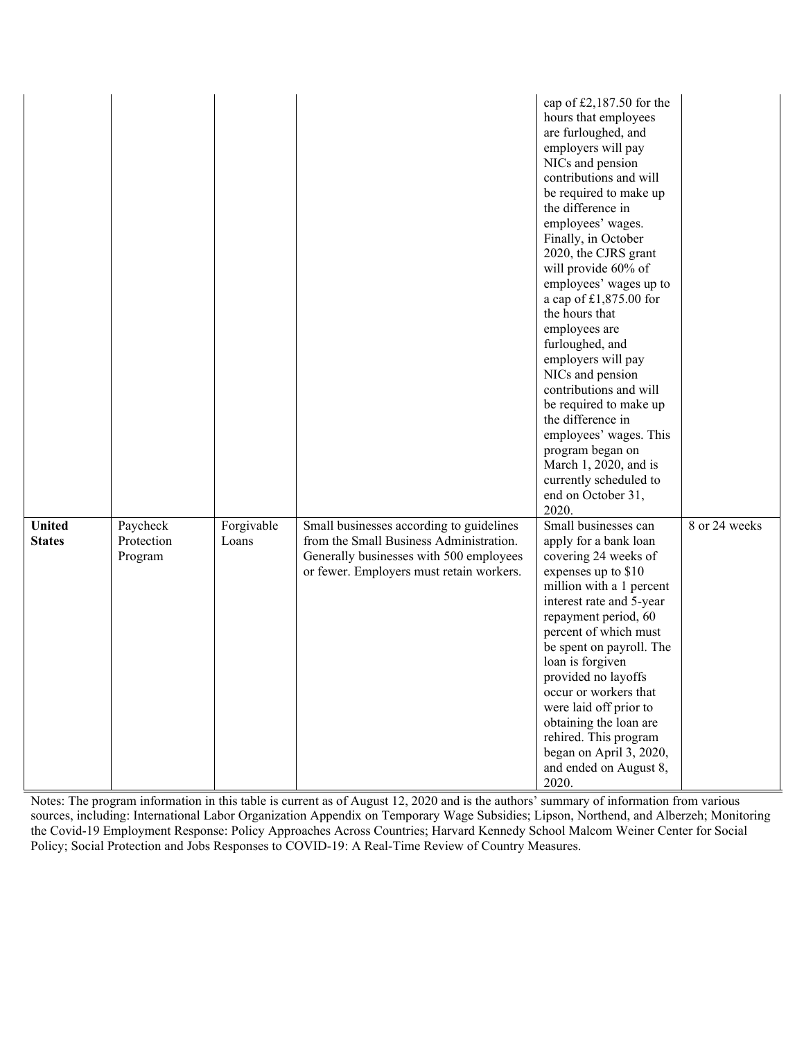| | | | | cap of £2,187.50 for the hours that employees are furloughed, and employers will pay NICs and pension contributions and will be required to make up the difference in employees' wages. Finally, in October 2020, the CJRS grant will provide 60% of employees' wages up to a cap of £1,875.00 for the hours that employees are furloughed, and employers will pay NICs and pension contributions and will be required to make up the difference in employees' wages. This program began on March 1, 2020, and is currently scheduled to end on October 31, 2020. | |
|---|---|---|---|---|---|
| **United States** | Paycheck Protection Program | Forgivable Loans | Small businesses according to guidelines from the Small Business Administration. Generally businesses with 500 employees or fewer. Employers must retain workers. | Small businesses can apply for a bank loan covering 24 weeks of expenses up to $10 million with a 1 percent interest rate and 5-year repayment period, 60 percent of which must be spent on payroll. The loan is forgiven provided no layoffs occur or workers that were laid off prior to obtaining the loan are rehired. This program began on April 3, 2020, and ended on August 8, 2020. | 8 or 24 weeks |

Notes: The program information in this table is current as of August 12, 2020 and is the authors' summary of information from various sources, including: International Labor Organization Appendix on Temporary Wage Subsidies; Lipson, Northend, and Alberzeh; Monitoring the Covid-19 Employment Response: Policy Approaches Across Countries; Harvard Kennedy School Malcom Weiner Center for Social Policy; Social Protection and Jobs Responses to COVID-19: A Real-Time Review of Country Measures.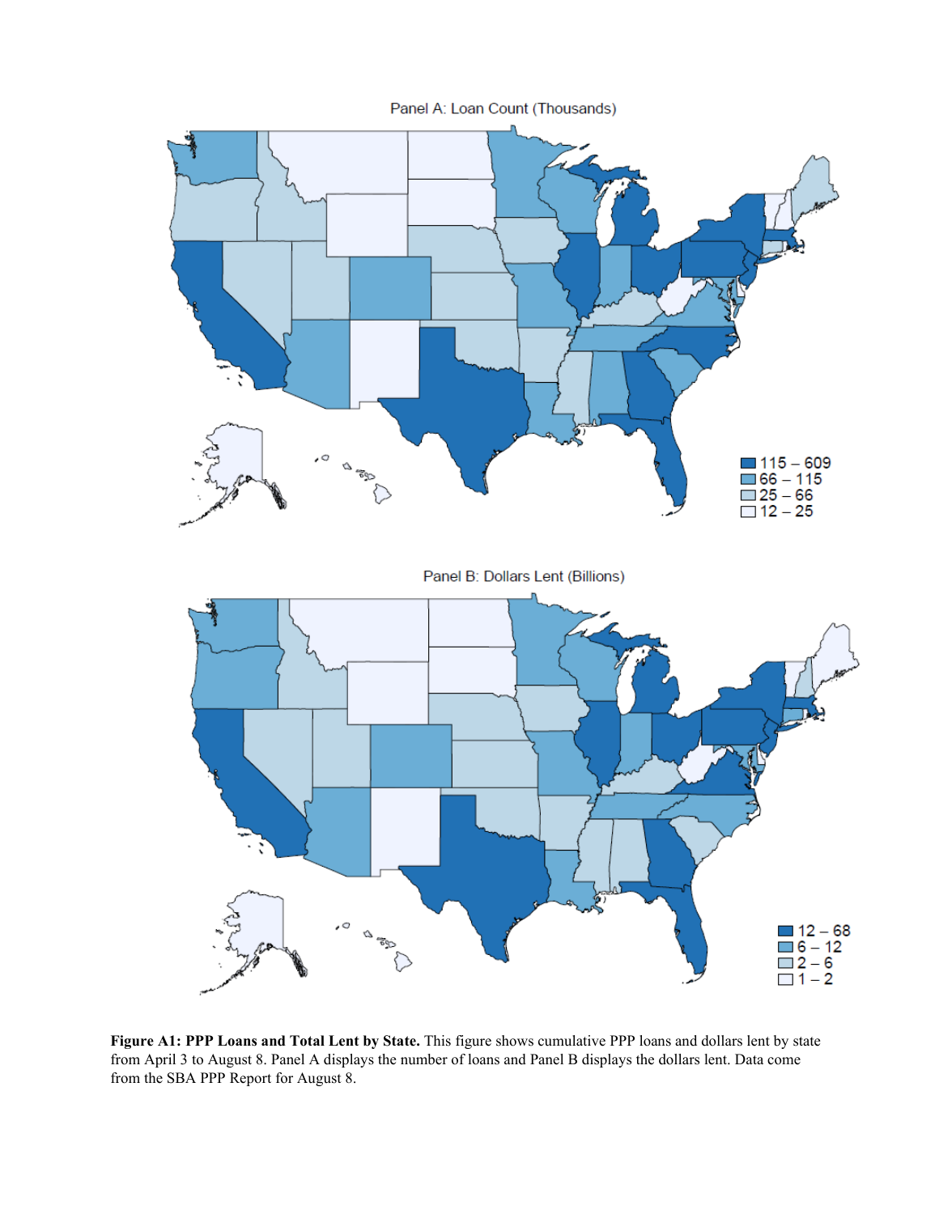Panel A: Loan Count (Thousands)

115 – 609
66 – 115
25 – 66
12 – 25

Panel B: Dollars Lent (Billions)

12 – 68
6 – 12
2 – 6
1 – 2

**Figure A1: PPP Loans and Total Lent by State.** This figure shows cumulative PPP loans and dollars lent by state from April 3 to August 8. Panel A displays the number of loans and Panel B displays the dollars lent. Data come from the SBA PPP Report for August 8.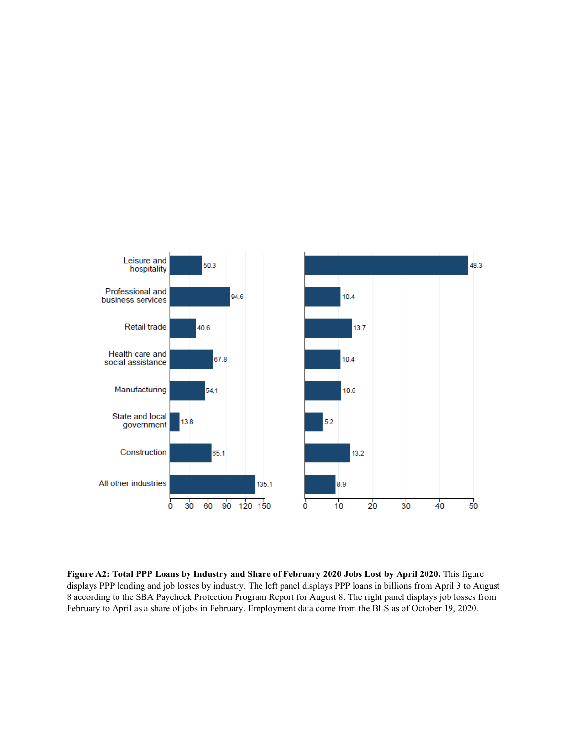Leisure and hospitality
Professional and business services
Retail trade
Health care and social assistance
Manufacturing
State and local government
Construction
All other industries

50.3
94.6
40.6
67.8
54.1
13.8
65.1
135.1

0 30 60 90 120 150

48.3
10.4
13.7
10.4
10.6
5.2
13.2
8.9

0 10 20 30 40 50

**Figure A2: Total PPP Loans by Industry and Share of February 2020 Jobs Lost by April 2020.** This figure displays PPP lending and job losses by industry. The left panel displays PPP loans in billions from April 3 to August 8 according to the SBA Paycheck Protection Program Report for August 8. The right panel displays job losses from February to April as a share of jobs in February. Employment data come from the BLS as of October 19, 2020.